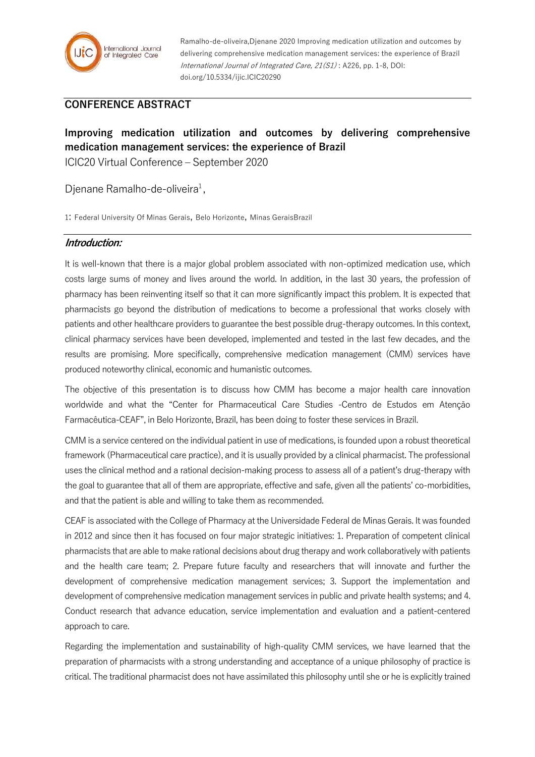Ramalho-de-oliveira,Djenane 2020 Improving medication utilization and outcomes by delivering comprehensive medication management services: the experience of Brazil *International Journal of Integrated Care, 21(S1)* : A226, pp. 1-8, DOI: doi.org/10.5334/ijic.ICIC20290

## CONFERENCE ABSTRACT

# Improving medication utilization and outcomes by delivering comprehensive medication management services: the experience of Brazil

ICIC20 Virtual Conference – September 2020

Djenane Ramalho-de-oliveira[1],

1: Federal University Of Minas Gerais, Belo Horizonte, Minas GeraisBrazil

### *Introduction:*

It is well-known that there is a major global problem associated with non-optimized medication use, which costs large sums of money and lives around the world. In addition, in the last 30 years, the profession of pharmacy has been reinventing itself so that it can more significantly impact this problem. It is expected that pharmacists go beyond the distribution of medications to become a professional that works closely with patients and other healthcare providers to guarantee the best possible drug-therapy outcomes. In this context, clinical pharmacy services have been developed, implemented and tested in the last few decades, and the results are promising. More specifically, comprehensive medication management (CMM) services have produced noteworthy clinical, economic and humanistic outcomes.

The objective of this presentation is to discuss how CMM has become a major health care innovation worldwide and what the "Center for Pharmaceutical Care Studies -Centro de Estudos em Atenção Farmacêutica-CEAF", in Belo Horizonte, Brazil, has been doing to foster these services in Brazil.

CMM is a service centered on the individual patient in use of medications, is founded upon a robust theoretical framework (Pharmaceutical care practice), and it is usually provided by a clinical pharmacist. The professional uses the clinical method and a rational decision-making process to assess all of a patient's drug-therapy with the goal to guarantee that all of them are appropriate, effective and safe, given all the patients' co-morbidities, and that the patient is able and willing to take them as recommended.

CEAF is associated with the College of Pharmacy at the Universidade Federal de Minas Gerais. It was founded in 2012 and since then it has focused on four major strategic initiatives: 1. Preparation of competent clinical pharmacists that are able to make rational decisions about drug therapy and work collaboratively with patients and the health care team; 2. Prepare future faculty and researchers that will innovate and further the development of comprehensive medication management services; 3. Support the implementation and development of comprehensive medication management services in public and private health systems; and 4. Conduct research that advance education, service implementation and evaluation and a patient-centered approach to care.

Regarding the implementation and sustainability of high-quality CMM services, we have learned that the preparation of pharmacists with a strong understanding and acceptance of a unique philosophy of practice is critical. The traditional pharmacist does not have assimilated this philosophy until she or he is explicitly trained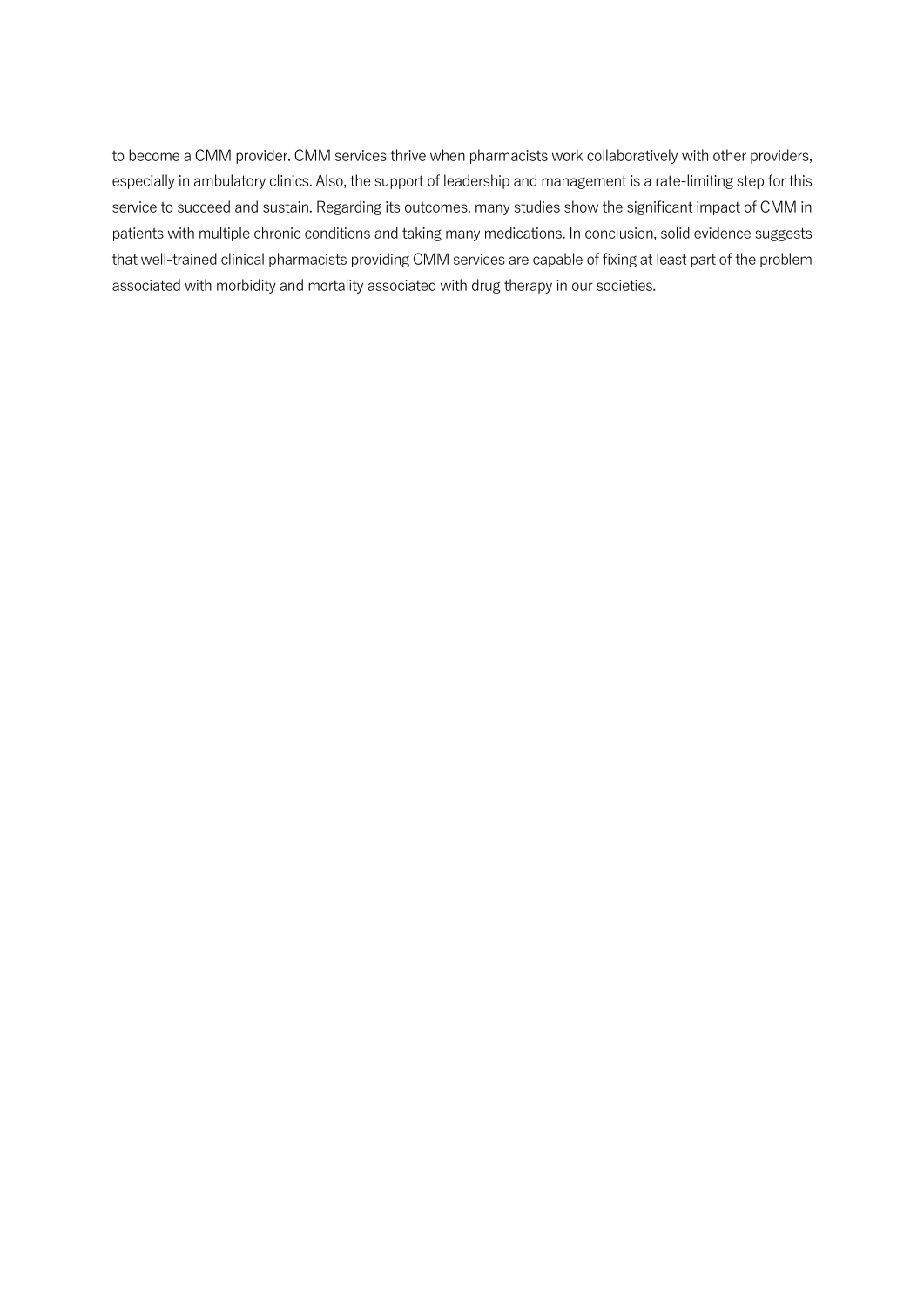to become a CMM provider. CMM services thrive when pharmacists work collaboratively with other providers, especially in ambulatory clinics. Also, the support of leadership and management is a rate-limiting step for this service to succeed and sustain. Regarding its outcomes, many studies show the significant impact of CMM in patients with multiple chronic conditions and taking many medications. In conclusion, solid evidence suggests that well-trained clinical pharmacists providing CMM services are capable of fixing at least part of the problem associated with morbidity and mortality associated with drug therapy in our societies.